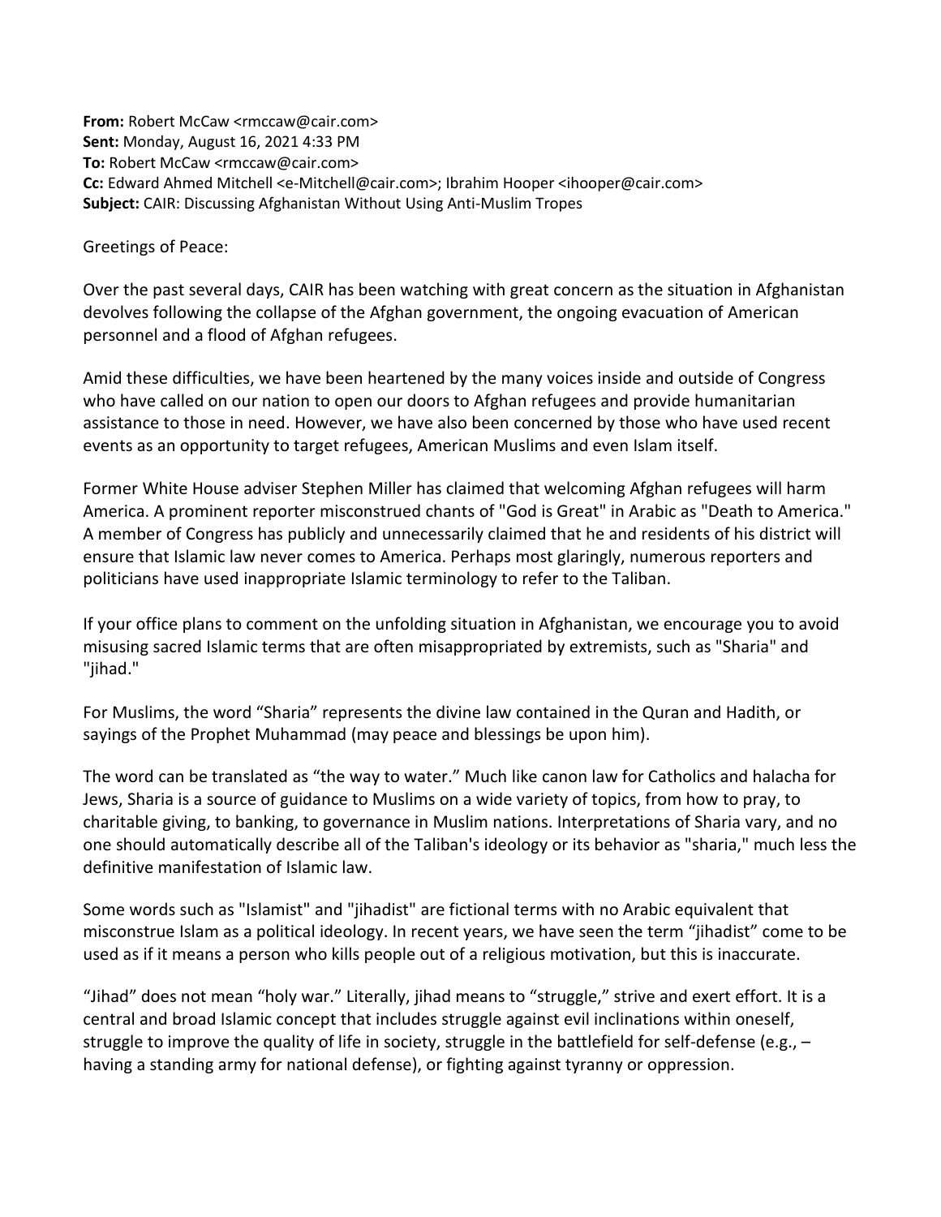**From:** Robert McCaw <rmccaw@cair.com>
**Sent:** Monday, August 16, 2021 4:33 PM
**To:** Robert McCaw <rmccaw@cair.com>
**Cc:** Edward Ahmed Mitchell <e-Mitchell@cair.com>; Ibrahim Hooper <ihooper@cair.com>
**Subject:** CAIR: Discussing Afghanistan Without Using Anti-Muslim Tropes

Greetings of Peace:

Over the past several days, CAIR has been watching with great concern as the situation in Afghanistan devolves following the collapse of the Afghan government, the ongoing evacuation of American personnel and a flood of Afghan refugees.

Amid these difficulties, we have been heartened by the many voices inside and outside of Congress who have called on our nation to open our doors to Afghan refugees and provide humanitarian assistance to those in need. However, we have also been concerned by those who have used recent events as an opportunity to target refugees, American Muslims and even Islam itself.

Former White House adviser Stephen Miller has claimed that welcoming Afghan refugees will harm America. A prominent reporter misconstrued chants of "God is Great" in Arabic as "Death to America." A member of Congress has publicly and unnecessarily claimed that he and residents of his district will ensure that Islamic law never comes to America. Perhaps most glaringly, numerous reporters and politicians have used inappropriate Islamic terminology to refer to the Taliban.

If your office plans to comment on the unfolding situation in Afghanistan, we encourage you to avoid misusing sacred Islamic terms that are often misappropriated by extremists, such as "Sharia" and "jihad."

For Muslims, the word "Sharia" represents the divine law contained in the Quran and Hadith, or sayings of the Prophet Muhammad (may peace and blessings be upon him).

The word can be translated as "the way to water." Much like canon law for Catholics and halacha for Jews, Sharia is a source of guidance to Muslims on a wide variety of topics, from how to pray, to charitable giving, to banking, to governance in Muslim nations. Interpretations of Sharia vary, and no one should automatically describe all of the Taliban's ideology or its behavior as "sharia," much less the definitive manifestation of Islamic law.

Some words such as "Islamist" and "jihadist" are fictional terms with no Arabic equivalent that misconstrue Islam as a political ideology. In recent years, we have seen the term "jihadist" come to be used as if it means a person who kills people out of a religious motivation, but this is inaccurate.

"Jihad" does not mean "holy war." Literally, jihad means to "struggle," strive and exert effort. It is a central and broad Islamic concept that includes struggle against evil inclinations within oneself, struggle to improve the quality of life in society, struggle in the battlefield for self-defense (e.g., – having a standing army for national defense), or fighting against tyranny or oppression.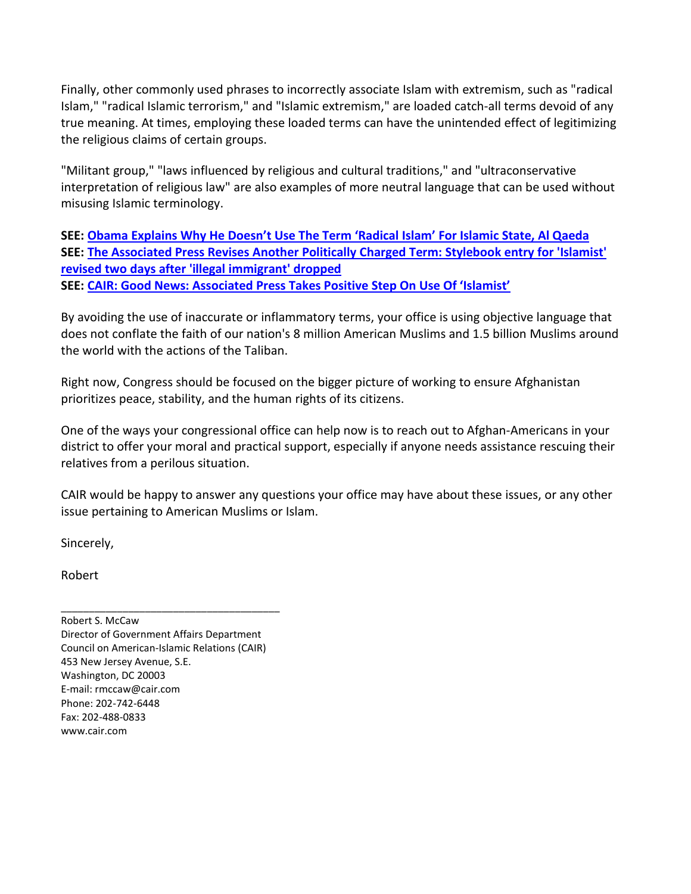Finally, other commonly used phrases to incorrectly associate Islam with extremism, such as "radical Islam," "radical Islamic terrorism," and "Islamic extremism," are loaded catch-all terms devoid of any true meaning. At times, employing these loaded terms can have the unintended effect of legitimizing the religious claims of certain groups.

"Militant group," "laws influenced by religious and cultural traditions," and "ultraconservative interpretation of religious law" are also examples of more neutral language that can be used without misusing Islamic terminology.

**SEE:** **Obama Explains Why He Doesn't Use The Term 'Radical Islam' For Islamic State, Al Qaeda**
**SEE:** **The Associated Press Revises Another Politically Charged Term: Stylebook entry for 'Islamist' revised two days after 'illegal immigrant' dropped**
**SEE:** **CAIR: Good News: Associated Press Takes Positive Step On Use Of 'Islamist'**

By avoiding the use of inaccurate or inflammatory terms, your office is using objective language that does not conflate the faith of our nation's 8 million American Muslims and 1.5 billion Muslims around the world with the actions of the Taliban.

Right now, Congress should be focused on the bigger picture of working to ensure Afghanistan prioritizes peace, stability, and the human rights of its citizens.

One of the ways your congressional office can help now is to reach out to Afghan-Americans in your district to offer your moral and practical support, especially if anyone needs assistance rescuing their relatives from a perilous situation.

CAIR would be happy to answer any questions your office may have about these issues, or any other issue pertaining to American Muslims or Islam.

Sincerely,

Robert

___________________________________

Robert S. McCaw
Director of Government Affairs Department
Council on American-Islamic Relations (CAIR)
453 New Jersey Avenue, S.E.
Washington, DC 20003
E-mail: rmccaw@cair.com
Phone: 202-742-6448
Fax: 202-488-0833
www.cair.com